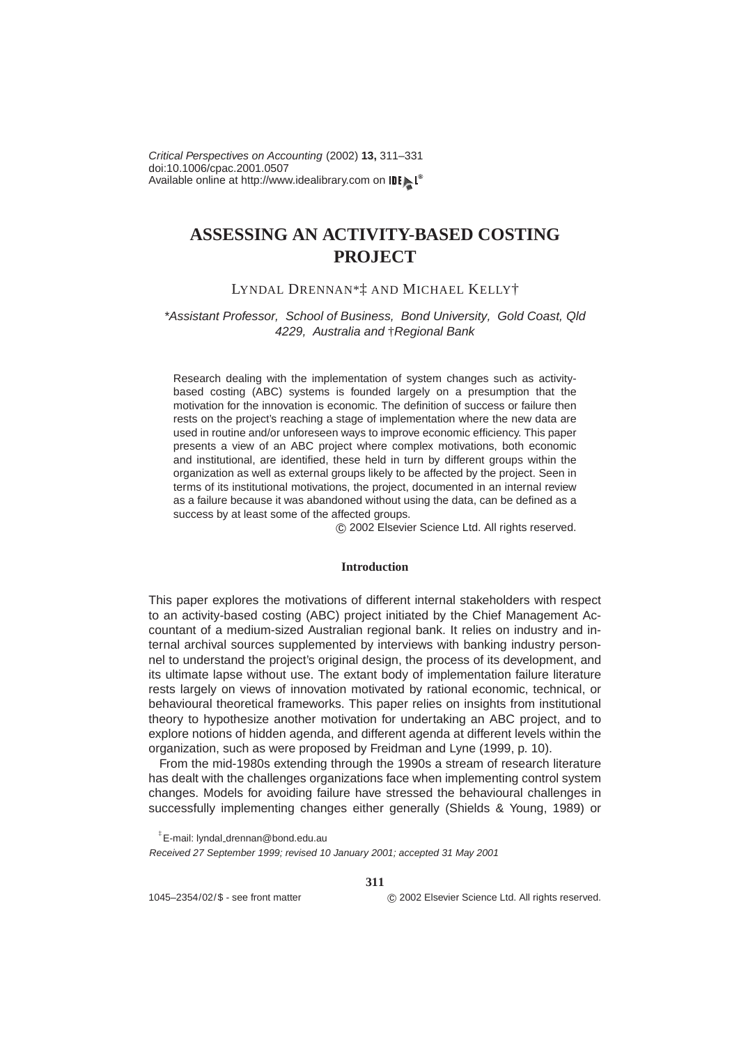Critical Perspectives on Accounting (2002) **13,** 311–331
doi:10.1006/cpac.2001.0507
Available online at http://www.idealibrary.com on IDEAL®

# ASSESSING AN ACTIVITY-BASED COSTING PROJECT

LYNDAL DRENNAN*‡ AND MICHAEL KELLY†

*\*Assistant Professor, School of Business, Bond University, Gold Coast, Qld 4229, Australia and †Regional Bank*

Research dealing with the implementation of system changes such as activity-based costing (ABC) systems is founded largely on a presumption that the motivation for the innovation is economic. The definition of success or failure then rests on the project's reaching a stage of implementation where the new data are used in routine and/or unforeseen ways to improve economic efficiency. This paper presents a view of an ABC project where complex motivations, both economic and institutional, are identified, these held in turn by different groups within the organization as well as external groups likely to be affected by the project. Seen in terms of its institutional motivations, the project, documented in an internal review as a failure because it was abandoned without using the data, can be defined as a success by at least some of the affected groups.

© 2002 Elsevier Science Ltd. All rights reserved.

## Introduction

This paper explores the motivations of different internal stakeholders with respect to an activity-based costing (ABC) project initiated by the Chief Management Accountant of a medium-sized Australian regional bank. It relies on industry and internal archival sources supplemented by interviews with banking industry personnel to understand the project's original design, the process of its development, and its ultimate lapse without use. The extant body of implementation failure literature rests largely on views of innovation motivated by rational economic, technical, or behavioural theoretical frameworks. This paper relies on insights from institutional theory to hypothesize another motivation for undertaking an ABC project, and to explore notions of hidden agenda, and different agenda at different levels within the organization, such as were proposed by Freidman and Lyne (1999, p. 10).

From the mid-1980s extending through the 1990s a stream of research literature has dealt with the challenges organizations face when implementing control system changes. Models for avoiding failure have stressed the behavioural challenges in successfully implementing changes either generally (Shields & Young, 1989) or

[‡] E-mail: lyndal_drennan@bond.edu.au

*Received 27 September 1999; revised 10 January 2001; accepted 31 May 2001*

1045–2354/02/$ - see front matter © 2002 Elsevier Science Ltd. All rights reserved.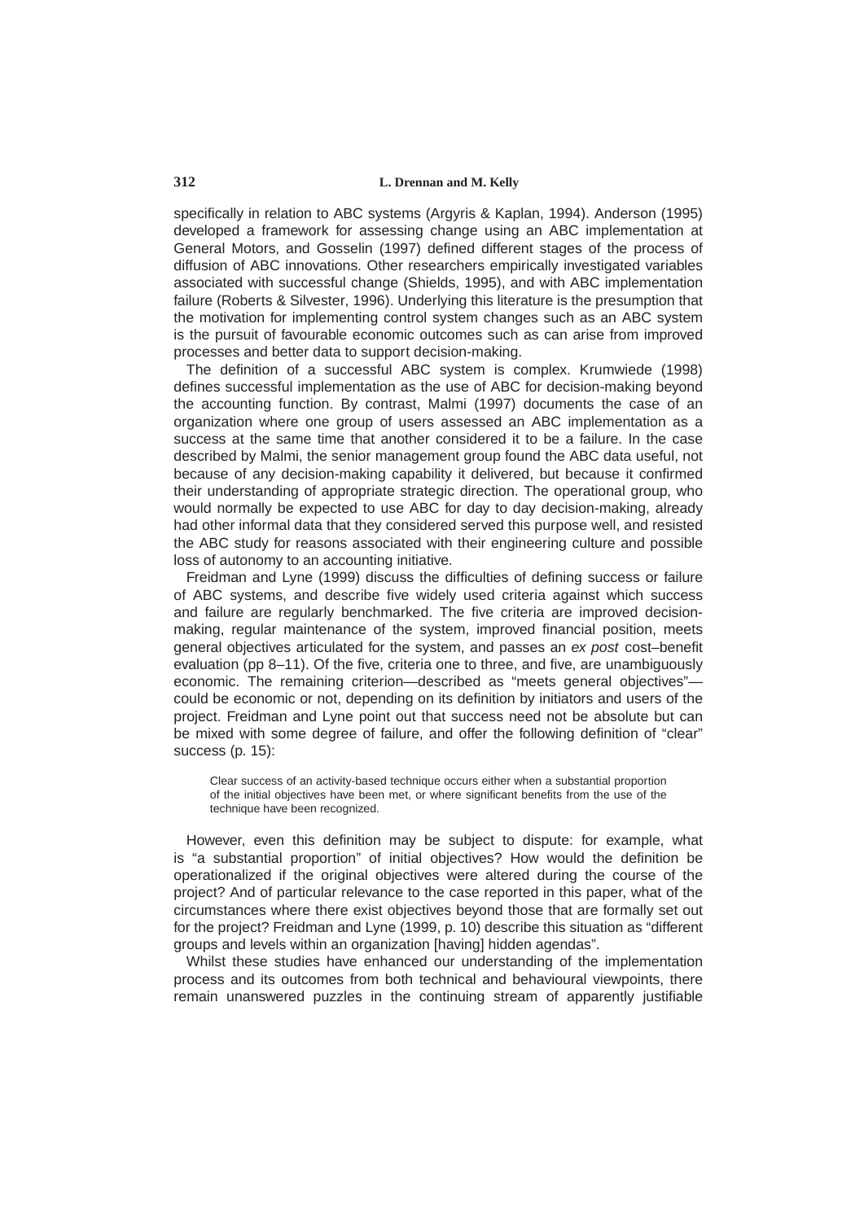specifically in relation to ABC systems (Argyris & Kaplan, 1994). Anderson (1995) developed a framework for assessing change using an ABC implementation at General Motors, and Gosselin (1997) defined different stages of the process of diffusion of ABC innovations. Other researchers empirically investigated variables associated with successful change (Shields, 1995), and with ABC implementation failure (Roberts & Silvester, 1996). Underlying this literature is the presumption that the motivation for implementing control system changes such as an ABC system is the pursuit of favourable economic outcomes such as can arise from improved processes and better data to support decision-making.

The definition of a successful ABC system is complex. Krumwiede (1998) defines successful implementation as the use of ABC for decision-making beyond the accounting function. By contrast, Malmi (1997) documents the case of an organization where one group of users assessed an ABC implementation as a success at the same time that another considered it to be a failure. In the case described by Malmi, the senior management group found the ABC data useful, not because of any decision-making capability it delivered, but because it confirmed their understanding of appropriate strategic direction. The operational group, who would normally be expected to use ABC for day to day decision-making, already had other informal data that they considered served this purpose well, and resisted the ABC study for reasons associated with their engineering culture and possible loss of autonomy to an accounting initiative.

Freidman and Lyne (1999) discuss the difficulties of defining success or failure of ABC systems, and describe five widely used criteria against which success and failure are regularly benchmarked. The five criteria are improved decision-making, regular maintenance of the system, improved financial position, meets general objectives articulated for the system, and passes an *ex post* cost–benefit evaluation (pp 8–11). Of the five, criteria one to three, and five, are unambiguously economic. The remaining criterion—described as "meets general objectives"—could be economic or not, depending on its definition by initiators and users of the project. Freidman and Lyne point out that success need not be absolute but can be mixed with some degree of failure, and offer the following definition of "clear" success (p. 15):

> Clear success of an activity-based technique occurs either when a substantial proportion of the initial objectives have been met, or where significant benefits from the use of the technique have been recognized.

However, even this definition may be subject to dispute: for example, what is "a substantial proportion" of initial objectives? How would the definition be operationalized if the original objectives were altered during the course of the project? And of particular relevance to the case reported in this paper, what of the circumstances where there exist objectives beyond those that are formally set out for the project? Freidman and Lyne (1999, p. 10) describe this situation as "different groups and levels within an organization [having] hidden agendas".

Whilst these studies have enhanced our understanding of the implementation process and its outcomes from both technical and behavioural viewpoints, there remain unanswered puzzles in the continuing stream of apparently justifiable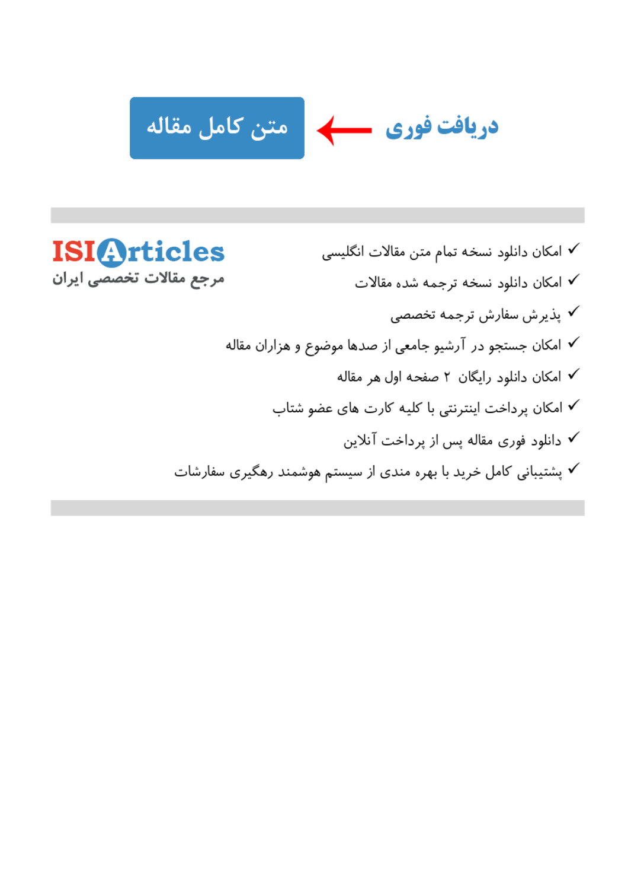دریافت فوری ← متن کامل مقاله

**ISIArticles**
مرجع مقالات تخصصی ایران

- ✓ امکان دانلود نسخه تمام متن مقالات انگلیسی
- ✓ امکان دانلود نسخه ترجمه شده مقالات
- ✓ پذیرش سفارش ترجمه تخصصی
- ✓ امکان جستجو در آرشیو جامعی از صدها موضوع و هزاران مقاله
- ✓ امکان دانلود رایگان ۲ صفحه اول هر مقاله
- ✓ امکان پرداخت اینترنتی با کلیه کارت های عضو شتاب
- ✓ دانلود فوری مقاله پس از پرداخت آنلاین
- ✓ پشتیبانی کامل خرید با بهره مندی از سیستم هوشمند رهگیری سفارشات